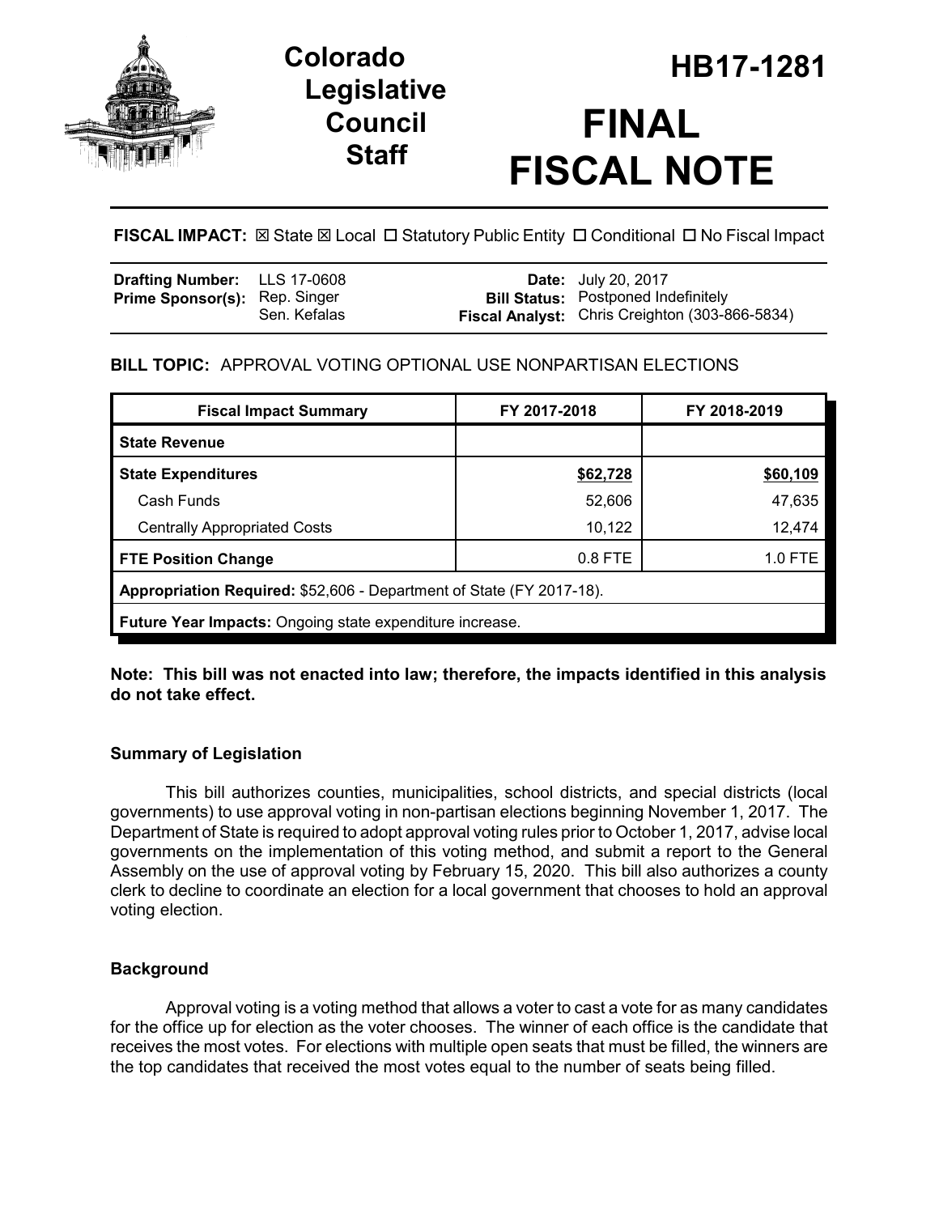# Colorado Legislative Council Staff

# HB17-1281

# FINAL FISCAL NOTE

**FISCAL IMPACT:** ☒ State ☒ Local ☐ Statutory Public Entity ☐ Conditional ☐ No Fiscal Impact

| | | | |
|---|---|---|---|
| **Drafting Number:** | LLS 17-0608 | **Date:** | July 20, 2017 |
| **Prime Sponsor(s):** | Rep. Singer<br>Sen. Kefalas | **Bill Status:** | Postponed Indefinitely |
| | | **Fiscal Analyst:** | Chris Creighton (303-866-5834) |

**BILL TOPIC:** APPROVAL VOTING OPTIONAL USE NONPARTISAN ELECTIONS

| Fiscal Impact Summary | FY 2017-2018 | FY 2018-2019 |
|---|---|---|
| **State Revenue** | | |
| **State Expenditures** | **$62,728** | **$60,109** |
| Cash Funds | 52,606 | 47,635 |
| Centrally Appropriated Costs | 10,122 | 12,474 |
| **FTE Position Change** | 0.8 FTE | 1.0 FTE |
| **Appropriation Required:** $52,606 - Department of State (FY 2017-18). | | |
| **Future Year Impacts:** Ongoing state expenditure increase. | | |

**Note: This bill was not enacted into law; therefore, the impacts identified in this analysis do not take effect.**

### Summary of Legislation

This bill authorizes counties, municipalities, school districts, and special districts (local governments) to use approval voting in non-partisan elections beginning November 1, 2017. The Department of State is required to adopt approval voting rules prior to October 1, 2017, advise local governments on the implementation of this voting method, and submit a report to the General Assembly on the use of approval voting by February 15, 2020. This bill also authorizes a county clerk to decline to coordinate an election for a local government that chooses to hold an approval voting election.

### Background

Approval voting is a voting method that allows a voter to cast a vote for as many candidates for the office up for election as the voter chooses. The winner of each office is the candidate that receives the most votes. For elections with multiple open seats that must be filled, the winners are the top candidates that received the most votes equal to the number of seats being filled.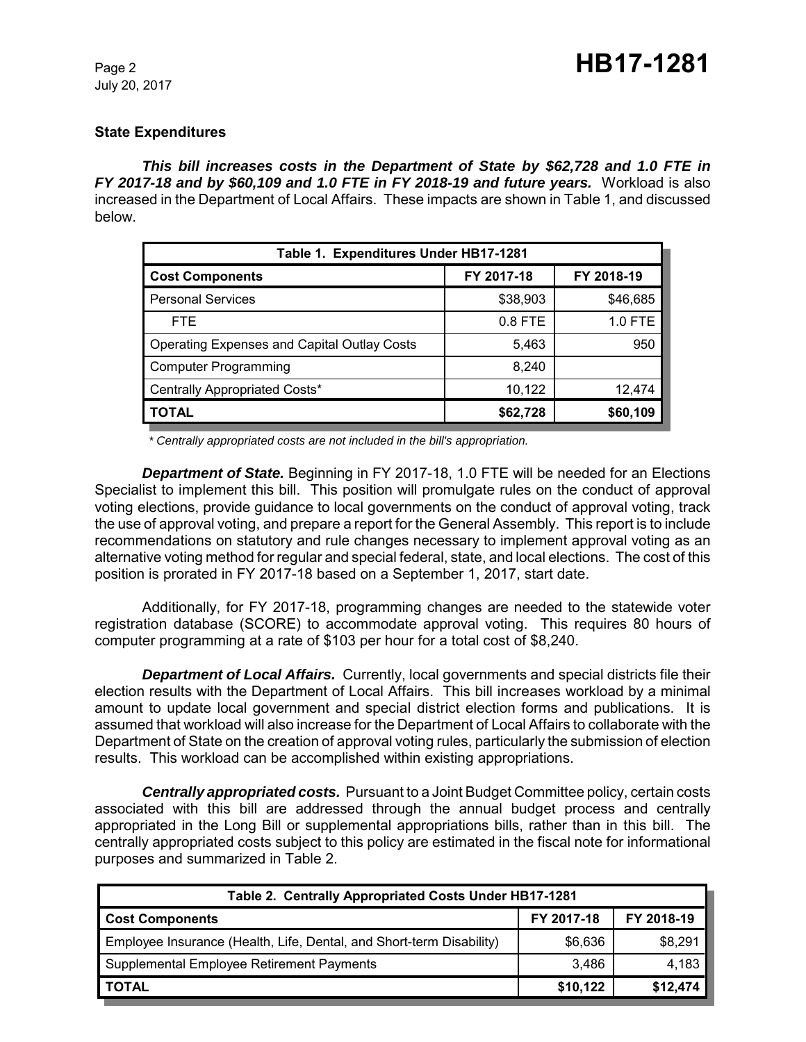### State Expenditures

***This bill increases costs in the Department of State by $62,728 and 1.0 FTE in FY 2017-18 and by $60,109 and 1.0 FTE in FY 2018-19 and future years.*** Workload is also increased in the Department of Local Affairs. These impacts are shown in Table 1, and discussed below.

| Table 1. Expenditures Under HB17-1281 | | |
|---|---|---|
| **Cost Components** | **FY 2017-18** | **FY 2018-19** |
| Personal Services | $38,903 | $46,685 |
| FTE | 0.8 FTE | 1.0 FTE |
| Operating Expenses and Capital Outlay Costs | 5,463 | 950 |
| Computer Programming | 8,240 | |
| Centrally Appropriated Costs* | 10,122 | 12,474 |
| **TOTAL** | **$62,728** | **$60,109** |

*\* Centrally appropriated costs are not included in the bill's appropriation.*

***Department of State.*** Beginning in FY 2017-18, 1.0 FTE will be needed for an Elections Specialist to implement this bill. This position will promulgate rules on the conduct of approval voting elections, provide guidance to local governments on the conduct of approval voting, track the use of approval voting, and prepare a report for the General Assembly. This report is to include recommendations on statutory and rule changes necessary to implement approval voting as an alternative voting method for regular and special federal, state, and local elections. The cost of this position is prorated in FY 2017-18 based on a September 1, 2017, start date.

Additionally, for FY 2017-18, programming changes are needed to the statewide voter registration database (SCORE) to accommodate approval voting. This requires 80 hours of computer programming at a rate of $103 per hour for a total cost of $8,240.

***Department of Local Affairs.*** Currently, local governments and special districts file their election results with the Department of Local Affairs. This bill increases workload by a minimal amount to update local government and special district election forms and publications. It is assumed that workload will also increase for the Department of Local Affairs to collaborate with the Department of State on the creation of approval voting rules, particularly the submission of election results. This workload can be accomplished within existing appropriations.

***Centrally appropriated costs.*** Pursuant to a Joint Budget Committee policy, certain costs associated with this bill are addressed through the annual budget process and centrally appropriated in the Long Bill or supplemental appropriations bills, rather than in this bill. The centrally appropriated costs subject to this policy are estimated in the fiscal note for informational purposes and summarized in Table 2.

| Table 2. Centrally Appropriated Costs Under HB17-1281 | | |
|---|---|---|
| **Cost Components** | **FY 2017-18** | **FY 2018-19** |
| Employee Insurance (Health, Life, Dental, and Short-term Disability) | $6,636 | $8,291 |
| Supplemental Employee Retirement Payments | 3,486 | 4,183 |
| **TOTAL** | **$10,122** | **$12,474** |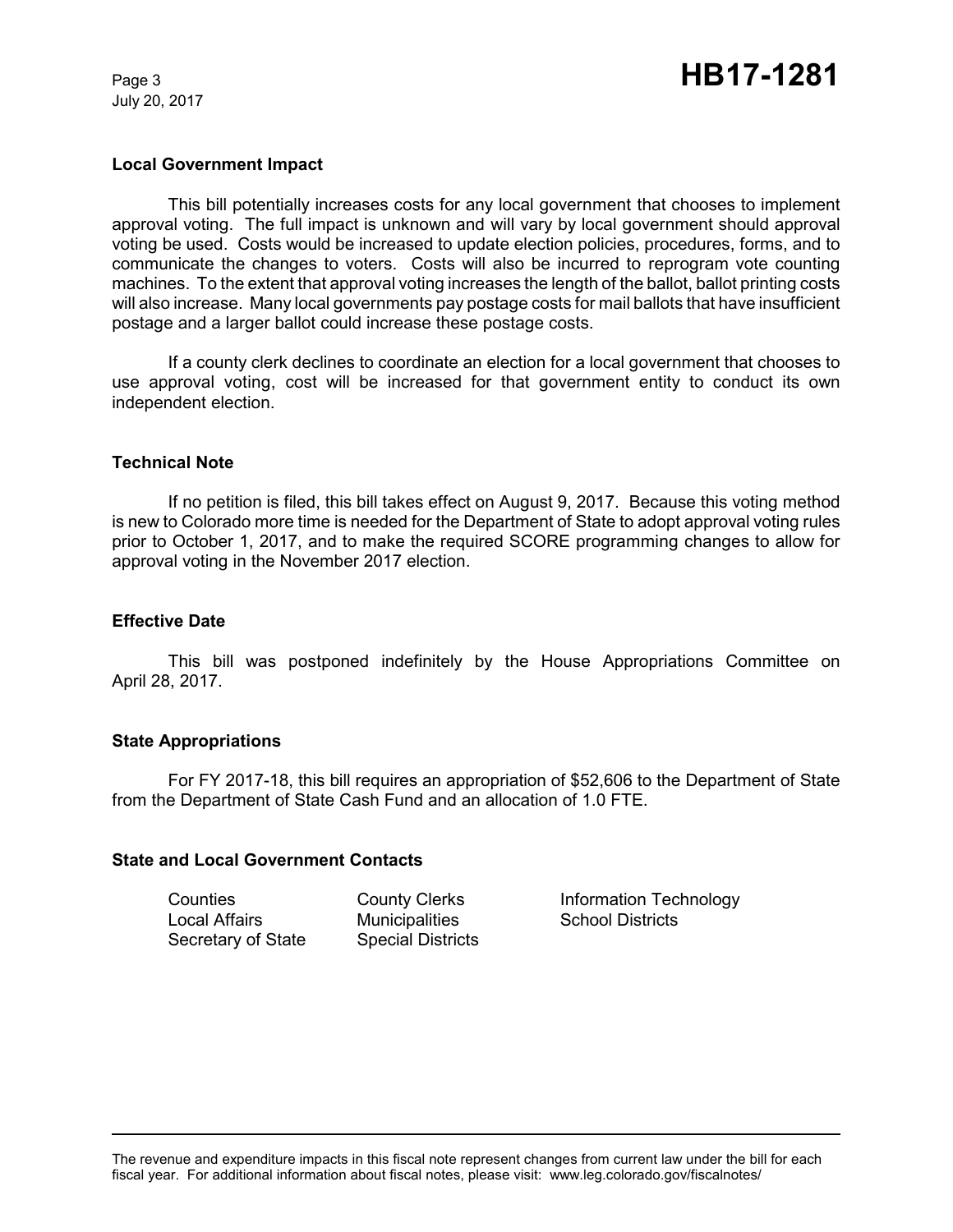## Local Government Impact

This bill potentially increases costs for any local government that chooses to implement approval voting. The full impact is unknown and will vary by local government should approval voting be used. Costs would be increased to update election policies, procedures, forms, and to communicate the changes to voters. Costs will also be incurred to reprogram vote counting machines. To the extent that approval voting increases the length of the ballot, ballot printing costs will also increase. Many local governments pay postage costs for mail ballots that have insufficient postage and a larger ballot could increase these postage costs.

If a county clerk declines to coordinate an election for a local government that chooses to use approval voting, cost will be increased for that government entity to conduct its own independent election.

## Technical Note

If no petition is filed, this bill takes effect on August 9, 2017. Because this voting method is new to Colorado more time is needed for the Department of State to adopt approval voting rules prior to October 1, 2017, and to make the required SCORE programming changes to allow for approval voting in the November 2017 election.

## Effective Date

This bill was postponed indefinitely by the House Appropriations Committee on April 28, 2017.

## State Appropriations

For FY 2017-18, this bill requires an appropriation of $52,606 to the Department of State from the Department of State Cash Fund and an allocation of 1.0 FTE.

## State and Local Government Contacts

| | | |
|---|---|---|
| Counties | County Clerks | Information Technology |
| Local Affairs | Municipalities | School Districts |
| Secretary of State | Special Districts | |

The revenue and expenditure impacts in this fiscal note represent changes from current law under the bill for each fiscal year. For additional information about fiscal notes, please visit: www.leg.colorado.gov/fiscalnotes/